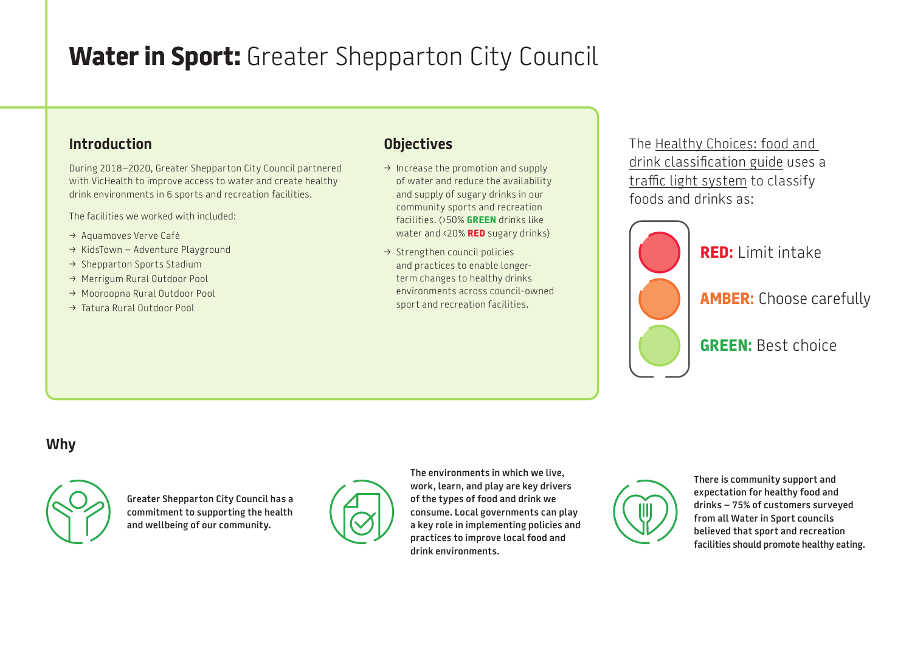# **Water in Sport:** Greater Shepparton City Council

## Introduction

During 2018–2020, Greater Shepparton City Council partnered with VicHealth to improve access to water and create healthy drink environments in 6 sports and recreation facilities.

The facilities we worked with included:

- → Aquamoves Verve Café
- → KidsTown – Adventure Playground
- → Shepparton Sports Stadium
- → Merrigum Rural Outdoor Pool
- → Mooroopna Rural Outdoor Pool
- → Tatura Rural Outdoor Pool

## Objectives

- → Increase the promotion and supply of water and reduce the availability and supply of sugary drinks in our community sports and recreation facilities. (>50% **GREEN** drinks like water and <20% **RED** sugary drinks)
- → Strengthen council policies and practices to enable longer-term changes to healthy drinks environments across council-owned sport and recreation facilities.

The Healthy Choices: food and drink classification guide uses a traffic light system to classify foods and drinks as:

**RED:** Limit intake

**AMBER:** Choose carefully

**GREEN:** Best choice

## Why

**Greater Shepparton City Council has a commitment to supporting the health and wellbeing of our community.**

**The environments in which we live, work, learn, and play are key drivers of the types of food and drink we consume. Local governments can play a key role in implementing policies and practices to improve local food and drink environments.**

**There is community support and expectation for healthy food and drinks – 75% of customers surveyed from all Water in Sport councils believed that sport and recreation facilities should promote healthy eating.**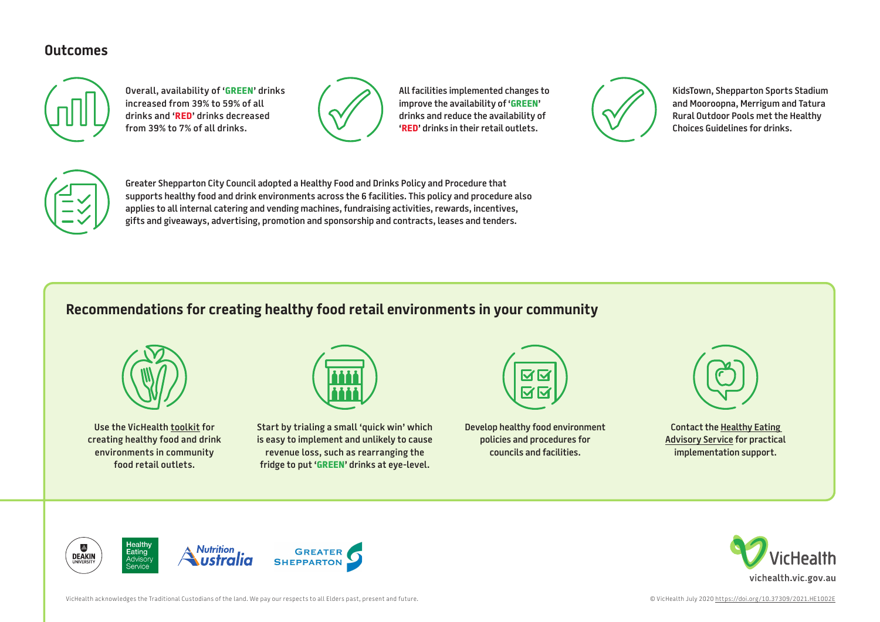## Outcomes

Overall, availability of '**GREEN**' drinks increased from 39% to 59% of all drinks and '**RED**' drinks decreased from 39% to 7% of all drinks.

All facilities implemented changes to improve the availability of '**GREEN**' drinks and reduce the availability of '**RED**' drinks in their retail outlets.

KidsTown, Shepparton Sports Stadium and Mooroopna, Merrigum and Tatura Rural Outdoor Pools met the Healthy Choices Guidelines for drinks.

Greater Shepparton City Council adopted a Healthy Food and Drinks Policy and Procedure that supports healthy food and drink environments across the 6 facilities. This policy and procedure also applies to all internal catering and vending machines, fundraising activities, rewards, incentives, gifts and giveaways, advertising, promotion and sponsorship and contracts, leases and tenders.

## Recommendations for creating healthy food retail environments in your community

Use the VicHealth toolkit for creating healthy food and drink environments in community food retail outlets.

Start by trialing a small 'quick win' which is easy to implement and unlikely to cause revenue loss, such as rearranging the fridge to put '**GREEN**' drinks at eye-level.

Develop healthy food environment policies and procedures for councils and facilities.

Contact the Healthy Eating Advisory Service for practical implementation support.

vichealth.vic.gov.au

VicHealth acknowledges the Traditional Custodians of the land. We pay our respects to all Elders past, present and future.

© VicHealth July 2020 https://doi.org/10.37309/2021.HE1002E